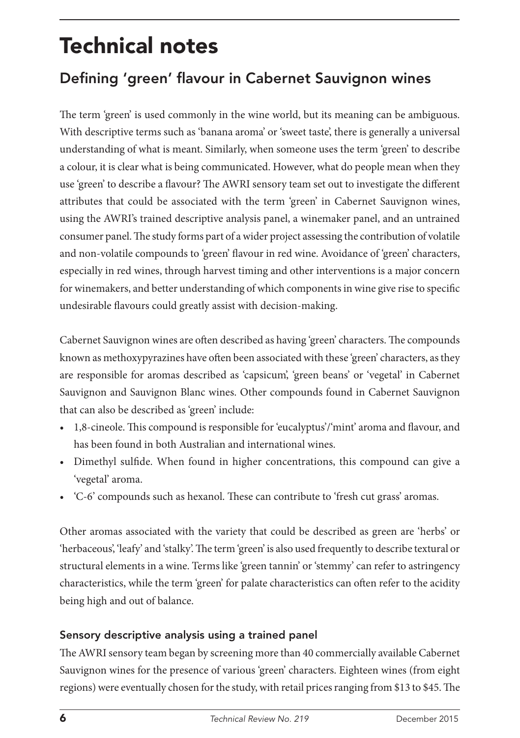# Technical notes

## Defining 'green' flavour in Cabernet Sauvignon wines

The term 'green' is used commonly in the wine world, but its meaning can be ambiguous. With descriptive terms such as 'banana aroma' or 'sweet taste', there is generally a universal understanding of what is meant. Similarly, when someone uses the term 'green' to describe a colour, it is clear what is being communicated. However, what do people mean when they use 'green' to describe a flavour? The AWRI sensory team set out to investigate the different attributes that could be associated with the term 'green' in Cabernet Sauvignon wines, using the AWRI's trained descriptive analysis panel, a winemaker panel, and an untrained consumer panel. The study forms part of a wider project assessing the contribution of volatile and non-volatile compounds to 'green' flavour in red wine. Avoidance of 'green' characters, especially in red wines, through harvest timing and other interventions is a major concern for winemakers, and better understanding of which components in wine give rise to specific undesirable flavours could greatly assist with decision-making.

Cabernet Sauvignon wines are often described as having 'green' characters. The compounds known as methoxypyrazines have often been associated with these 'green' characters, as they are responsible for aromas described as 'capsicum', 'green beans' or 'vegetal' in Cabernet Sauvignon and Sauvignon Blanc wines. Other compounds found in Cabernet Sauvignon that can also be described as 'green' include:

- 1,8-cineole. This compound is responsible for 'eucalyptus'/'mint' aroma and flavour, and has been found in both Australian and international wines.
- Dimethyl sulfide. When found in higher concentrations, this compound can give a 'vegetal' aroma.
- 'C-6' compounds such as hexanol. These can contribute to 'fresh cut grass' aromas.

Other aromas associated with the variety that could be described as green are 'herbs' or 'herbaceous', 'leafy' and 'stalky'. The term 'green' is also used frequently to describe textural or structural elements in a wine. Terms like 'green tannin' or 'stemmy' can refer to astringency characteristics, while the term 'green' for palate characteristics can often refer to the acidity being high and out of balance.

### Sensory descriptive analysis using a trained panel

The AWRI sensory team began by screening more than 40 commercially available Cabernet Sauvignon wines for the presence of various 'green' characters. Eighteen wines (from eight regions) were eventually chosen for the study, with retail prices ranging from $13 to $45. The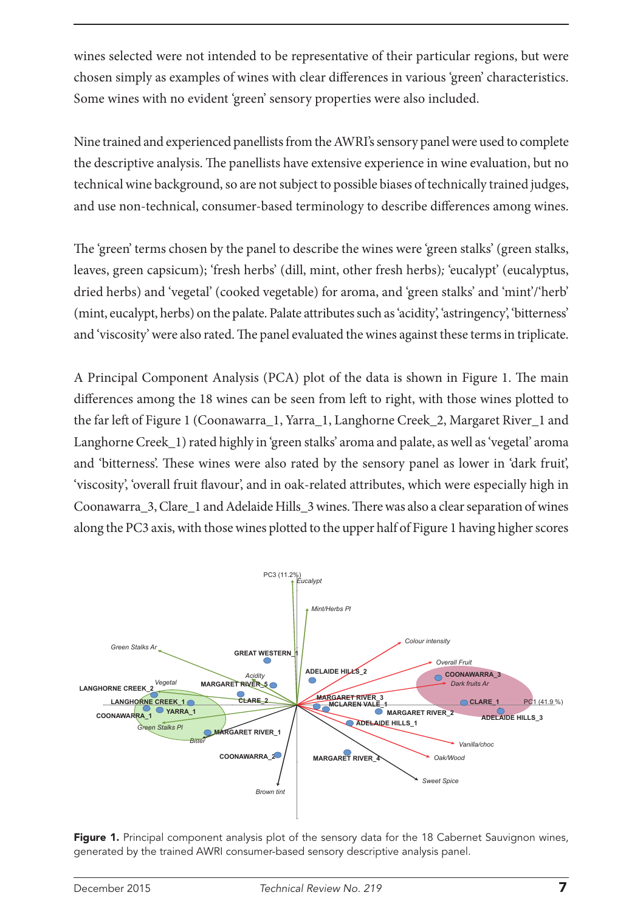wines selected were not intended to be representative of their particular regions, but were chosen simply as examples of wines with clear differences in various 'green' characteristics. Some wines with no evident 'green' sensory properties were also included.

Nine trained and experienced panellists from the AWRI's sensory panel were used to complete the descriptive analysis. The panellists have extensive experience in wine evaluation, but no technical wine background, so are not subject to possible biases of technically trained judges, and use non-technical, consumer-based terminology to describe differences among wines.

The 'green' terms chosen by the panel to describe the wines were 'green stalks' (green stalks, leaves, green capsicum); 'fresh herbs' (dill, mint, other fresh herbs); 'eucalypt' (eucalyptus, dried herbs) and 'vegetal' (cooked vegetable) for aroma, and 'green stalks' and 'mint'/'herb' (mint, eucalypt, herbs) on the palate. Palate attributes such as 'acidity', 'astringency', 'bitterness' and 'viscosity' were also rated. The panel evaluated the wines against these terms in triplicate.

A Principal Component Analysis (PCA) plot of the data is shown in Figure 1. The main differences among the 18 wines can be seen from left to right, with those wines plotted to the far left of Figure 1 (Coonawarra_1, Yarra_1, Langhorne Creek_2, Margaret River_1 and Langhorne Creek_1) rated highly in 'green stalks' aroma and palate, as well as 'vegetal' aroma and 'bitterness'. These wines were also rated by the sensory panel as lower in 'dark fruit', 'viscosity', 'overall fruit flavour', and in oak-related attributes, which were especially high in Coonawarra_3, Clare_1 and Adelaide Hills_3 wines. There was also a clear separation of wines along the PC3 axis, with those wines plotted to the upper half of Figure 1 having higher scores

**Figure 1.** Principal component analysis plot of the sensory data for the 18 Cabernet Sauvignon wines, generated by the trained AWRI consumer-based sensory descriptive analysis panel.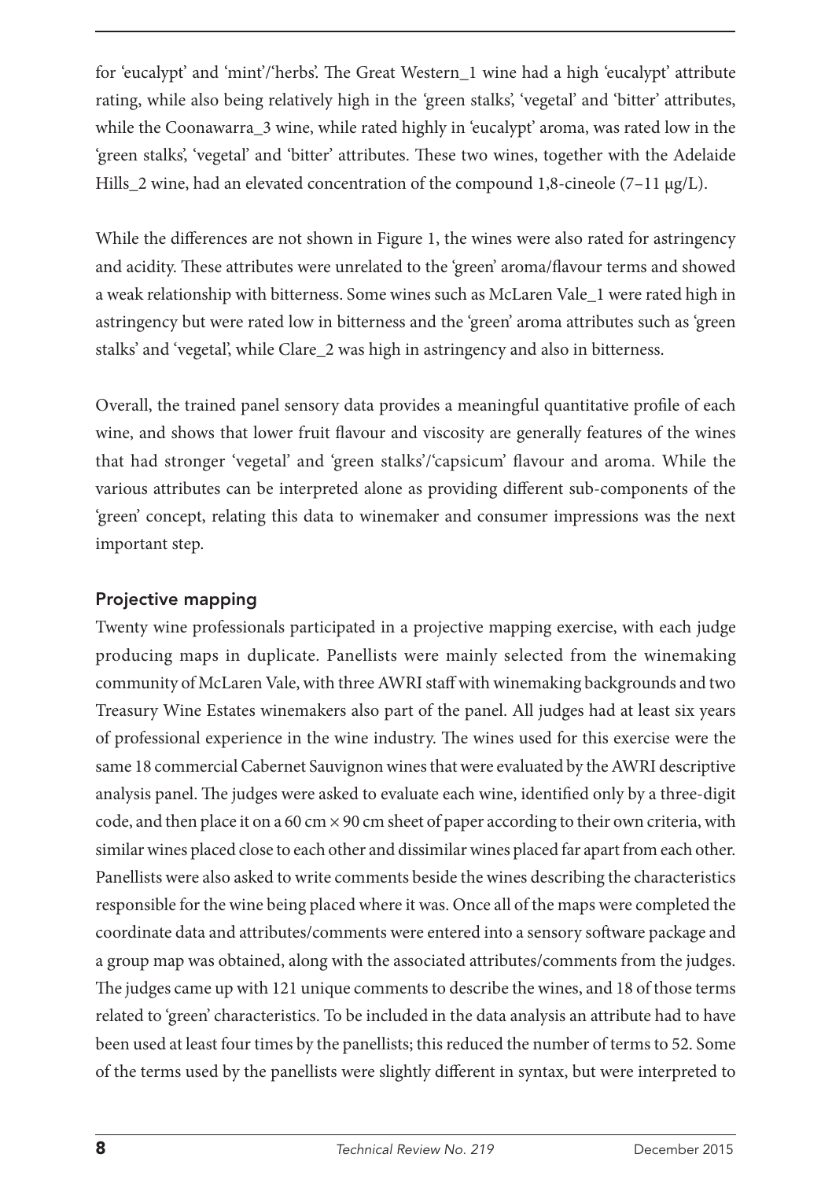for 'eucalypt' and 'mint'/'herbs'. The Great Western_1 wine had a high 'eucalypt' attribute rating, while also being relatively high in the 'green stalks', 'vegetal' and 'bitter' attributes, while the Coonawarra_3 wine, while rated highly in 'eucalypt' aroma, was rated low in the 'green stalks', 'vegetal' and 'bitter' attributes. These two wines, together with the Adelaide Hills_2 wine, had an elevated concentration of the compound 1,8-cineole (7–11 μg/L).

While the differences are not shown in Figure 1, the wines were also rated for astringency and acidity. These attributes were unrelated to the 'green' aroma/flavour terms and showed a weak relationship with bitterness. Some wines such as McLaren Vale_1 were rated high in astringency but were rated low in bitterness and the 'green' aroma attributes such as 'green stalks' and 'vegetal', while Clare_2 was high in astringency and also in bitterness.

Overall, the trained panel sensory data provides a meaningful quantitative profile of each wine, and shows that lower fruit flavour and viscosity are generally features of the wines that had stronger 'vegetal' and 'green stalks'/'capsicum' flavour and aroma. While the various attributes can be interpreted alone as providing different sub-components of the 'green' concept, relating this data to winemaker and consumer impressions was the next important step.

### Projective mapping

Twenty wine professionals participated in a projective mapping exercise, with each judge producing maps in duplicate. Panellists were mainly selected from the winemaking community of McLaren Vale, with three AWRI staff with winemaking backgrounds and two Treasury Wine Estates winemakers also part of the panel. All judges had at least six years of professional experience in the wine industry. The wines used for this exercise were the same 18 commercial Cabernet Sauvignon wines that were evaluated by the AWRI descriptive analysis panel. The judges were asked to evaluate each wine, identified only by a three-digit code, and then place it on a 60 cm × 90 cm sheet of paper according to their own criteria, with similar wines placed close to each other and dissimilar wines placed far apart from each other. Panellists were also asked to write comments beside the wines describing the characteristics responsible for the wine being placed where it was. Once all of the maps were completed the coordinate data and attributes/comments were entered into a sensory software package and a group map was obtained, along with the associated attributes/comments from the judges. The judges came up with 121 unique comments to describe the wines, and 18 of those terms related to 'green' characteristics. To be included in the data analysis an attribute had to have been used at least four times by the panellists; this reduced the number of terms to 52. Some of the terms used by the panellists were slightly different in syntax, but were interpreted to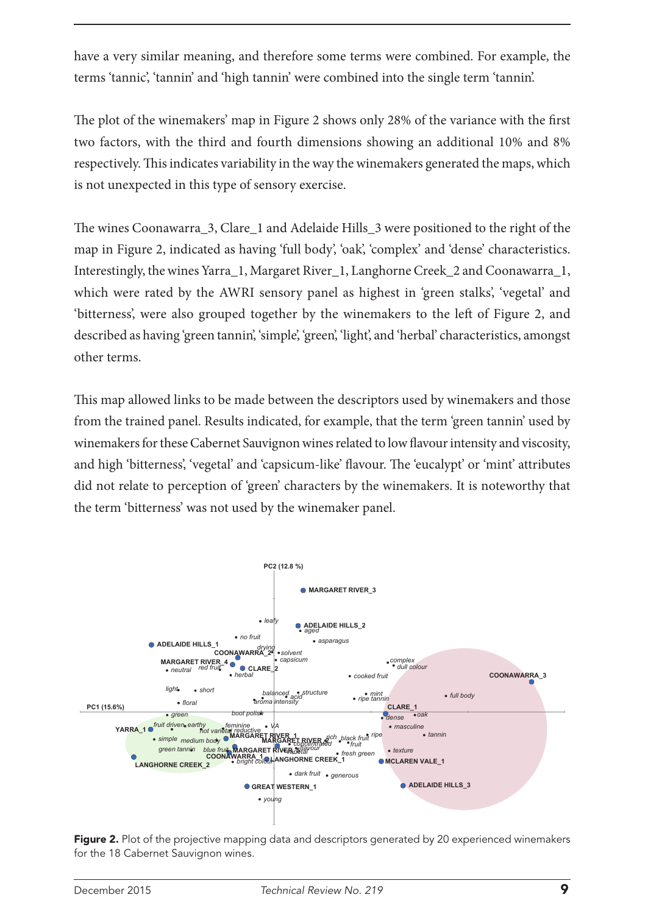have a very similar meaning, and therefore some terms were combined. For example, the terms 'tannic', 'tannin' and 'high tannin' were combined into the single term 'tannin'.

The plot of the winemakers' map in Figure 2 shows only 28% of the variance with the first two factors, with the third and fourth dimensions showing an additional 10% and 8% respectively. This indicates variability in the way the winemakers generated the maps, which is not unexpected in this type of sensory exercise.

The wines Coonawarra_3, Clare_1 and Adelaide Hills_3 were positioned to the right of the map in Figure 2, indicated as having 'full body', 'oak', 'complex' and 'dense' characteristics. Interestingly, the wines Yarra_1, Margaret River_1, Langhorne Creek_2 and Coonawarra_1, which were rated by the AWRI sensory panel as highest in 'green stalks', 'vegetal' and 'bitterness', were also grouped together by the winemakers to the left of Figure 2, and described as having 'green tannin', 'simple', 'green', 'light', and 'herbal' characteristics, amongst other terms.

This map allowed links to be made between the descriptors used by winemakers and those from the trained panel. Results indicated, for example, that the term 'green tannin' used by winemakers for these Cabernet Sauvignon wines related to low flavour intensity and viscosity, and high 'bitterness', 'vegetal' and 'capsicum-like' flavour. The 'eucalypt' or 'mint' attributes did not relate to perception of 'green' characters by the winemakers. It is noteworthy that the term 'bitterness' was not used by the winemaker panel.

**Figure 2.** Plot of the projective mapping data and descriptors generated by 20 experienced winemakers for the 18 Cabernet Sauvignon wines.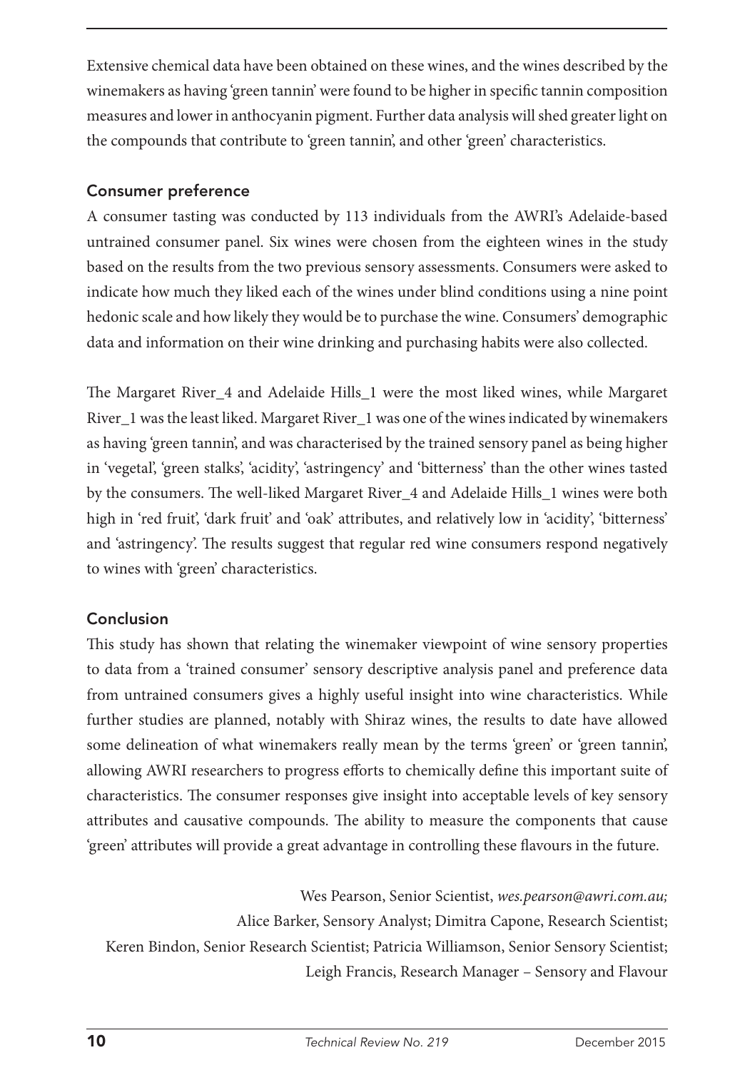Extensive chemical data have been obtained on these wines, and the wines described by the winemakers as having 'green tannin' were found to be higher in specific tannin composition measures and lower in anthocyanin pigment. Further data analysis will shed greater light on the compounds that contribute to 'green tannin', and other 'green' characteristics.

### Consumer preference

A consumer tasting was conducted by 113 individuals from the AWRI's Adelaide-based untrained consumer panel. Six wines were chosen from the eighteen wines in the study based on the results from the two previous sensory assessments. Consumers were asked to indicate how much they liked each of the wines under blind conditions using a nine point hedonic scale and how likely they would be to purchase the wine. Consumers' demographic data and information on their wine drinking and purchasing habits were also collected.

The Margaret River_4 and Adelaide Hills_1 were the most liked wines, while Margaret River_1 was the least liked. Margaret River_1 was one of the wines indicated by winemakers as having 'green tannin', and was characterised by the trained sensory panel as being higher in 'vegetal', 'green stalks', 'acidity', 'astringency' and 'bitterness' than the other wines tasted by the consumers. The well-liked Margaret River_4 and Adelaide Hills_1 wines were both high in 'red fruit', 'dark fruit' and 'oak' attributes, and relatively low in 'acidity', 'bitterness' and 'astringency'. The results suggest that regular red wine consumers respond negatively to wines with 'green' characteristics.

### Conclusion

This study has shown that relating the winemaker viewpoint of wine sensory properties to data from a 'trained consumer' sensory descriptive analysis panel and preference data from untrained consumers gives a highly useful insight into wine characteristics. While further studies are planned, notably with Shiraz wines, the results to date have allowed some delineation of what winemakers really mean by the terms 'green' or 'green tannin', allowing AWRI researchers to progress efforts to chemically define this important suite of characteristics. The consumer responses give insight into acceptable levels of key sensory attributes and causative compounds. The ability to measure the components that cause 'green' attributes will provide a great advantage in controlling these flavours in the future.

Wes Pearson, Senior Scientist, *wes.pearson@awri.com.au;*
Alice Barker, Sensory Analyst; Dimitra Capone, Research Scientist;
Keren Bindon, Senior Research Scientist; Patricia Williamson, Senior Sensory Scientist;
Leigh Francis, Research Manager – Sensory and Flavour